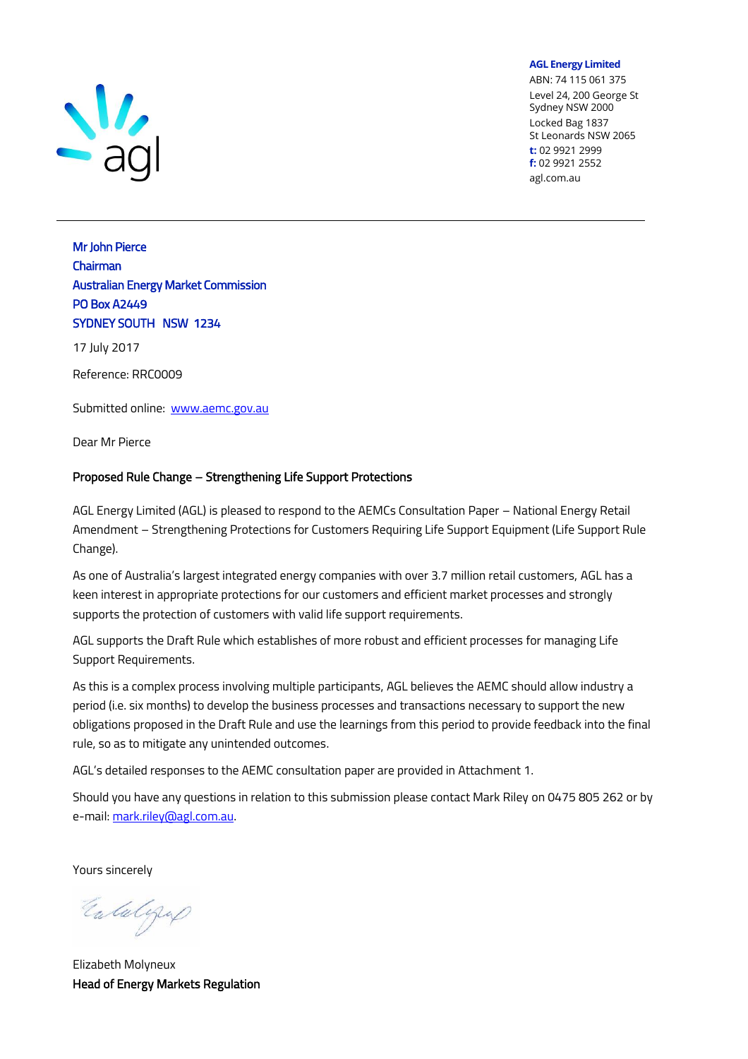**AGL Energy Limited**
ABN: 74 115 061 375
Level 24, 200 George St
Sydney NSW 2000
Locked Bag 1837
St Leonards NSW 2065
**t:** 02 9921 2999
**f:** 02 9921 2552
agl.com.au

Mr John Pierce
Chairman
Australian Energy Market Commission
PO Box A2449
SYDNEY SOUTH NSW 1234

17 July 2017

Reference: RRC0009

Submitted online: www.aemc.gov.au

Dear Mr Pierce

**Proposed Rule Change – Strengthening Life Support Protections**

AGL Energy Limited (AGL) is pleased to respond to the AEMCs Consultation Paper – National Energy Retail Amendment – Strengthening Protections for Customers Requiring Life Support Equipment (Life Support Rule Change).

As one of Australia's largest integrated energy companies with over 3.7 million retail customers, AGL has a keen interest in appropriate protections for our customers and efficient market processes and strongly supports the protection of customers with valid life support requirements.

AGL supports the Draft Rule which establishes of more robust and efficient processes for managing Life Support Requirements.

As this is a complex process involving multiple participants, AGL believes the AEMC should allow industry a period (i.e. six months) to develop the business processes and transactions necessary to support the new obligations proposed in the Draft Rule and use the learnings from this period to provide feedback into the final rule, so as to mitigate any unintended outcomes.

AGL's detailed responses to the AEMC consultation paper are provided in Attachment 1.

Should you have any questions in relation to this submission please contact Mark Riley on 0475 805 262 or by e-mail: mark.riley@agl.com.au.

Yours sincerely

Elizabeth Molyneux
**Head of Energy Markets Regulation**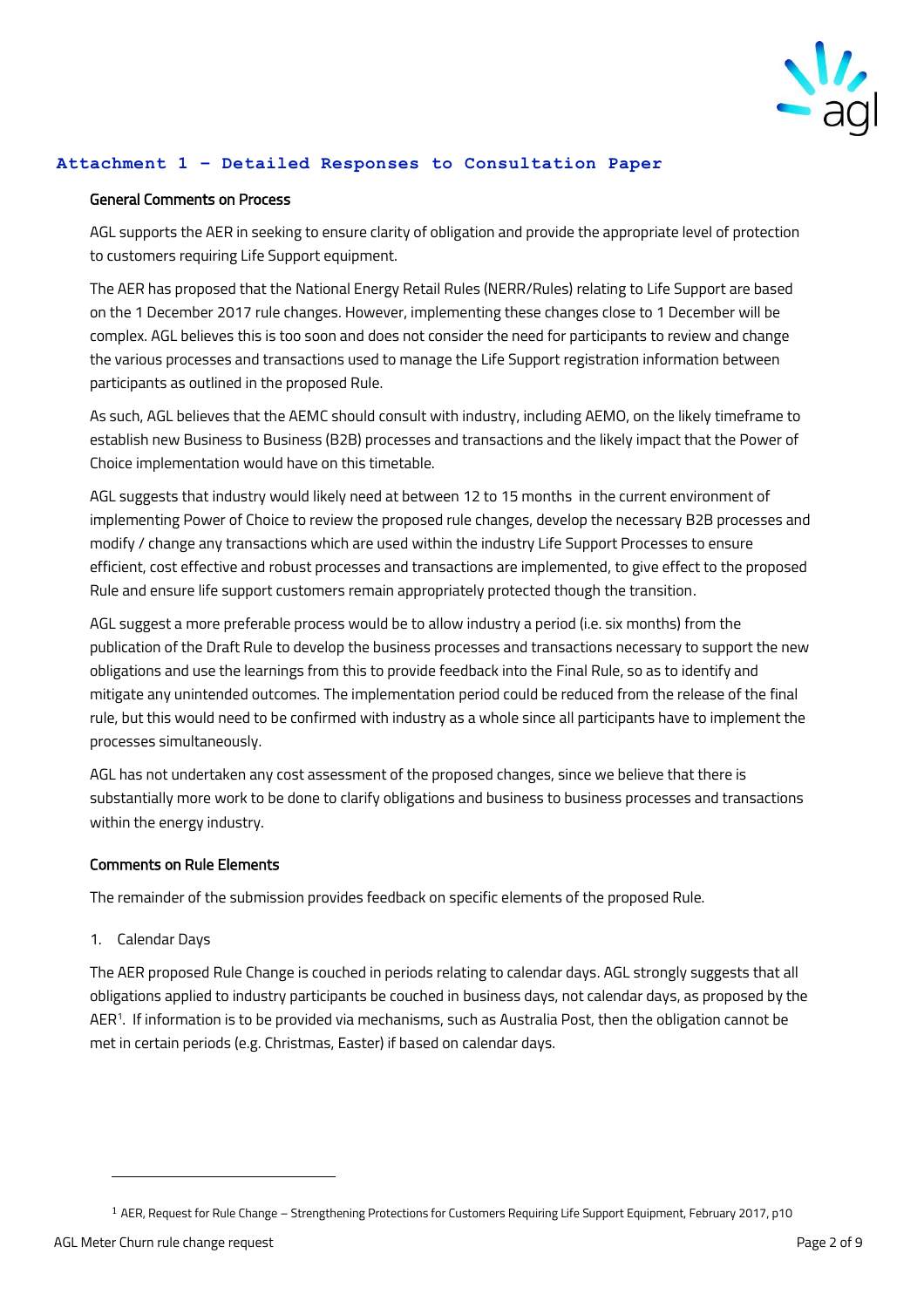## Attachment 1 – Detailed Responses to Consultation Paper

### General Comments on Process

AGL supports the AER in seeking to ensure clarity of obligation and provide the appropriate level of protection to customers requiring Life Support equipment.

The AER has proposed that the National Energy Retail Rules (NERR/Rules) relating to Life Support are based on the 1 December 2017 rule changes. However, implementing these changes close to 1 December will be complex. AGL believes this is too soon and does not consider the need for participants to review and change the various processes and transactions used to manage the Life Support registration information between participants as outlined in the proposed Rule.

As such, AGL believes that the AEMC should consult with industry, including AEMO, on the likely timeframe to establish new Business to Business (B2B) processes and transactions and the likely impact that the Power of Choice implementation would have on this timetable.

AGL suggests that industry would likely need at between 12 to 15 months in the current environment of implementing Power of Choice to review the proposed rule changes, develop the necessary B2B processes and modify / change any transactions which are used within the industry Life Support Processes to ensure efficient, cost effective and robust processes and transactions are implemented, to give effect to the proposed Rule and ensure life support customers remain appropriately protected though the transition.

AGL suggest a more preferable process would be to allow industry a period (i.e. six months) from the publication of the Draft Rule to develop the business processes and transactions necessary to support the new obligations and use the learnings from this to provide feedback into the Final Rule, so as to identify and mitigate any unintended outcomes. The implementation period could be reduced from the release of the final rule, but this would need to be confirmed with industry as a whole since all participants have to implement the processes simultaneously.

AGL has not undertaken any cost assessment of the proposed changes, since we believe that there is substantially more work to be done to clarify obligations and business to business processes and transactions within the energy industry.

### Comments on Rule Elements

The remainder of the submission provides feedback on specific elements of the proposed Rule.

1. Calendar Days

The AER proposed Rule Change is couched in periods relating to calendar days. AGL strongly suggests that all obligations applied to industry participants be couched in business days, not calendar days, as proposed by the AER[1]. If information is to be provided via mechanisms, such as Australia Post, then the obligation cannot be met in certain periods (e.g. Christmas, Easter) if based on calendar days.

---

[1] AER, Request for Rule Change – Strengthening Protections for Customers Requiring Life Support Equipment, February 2017, p10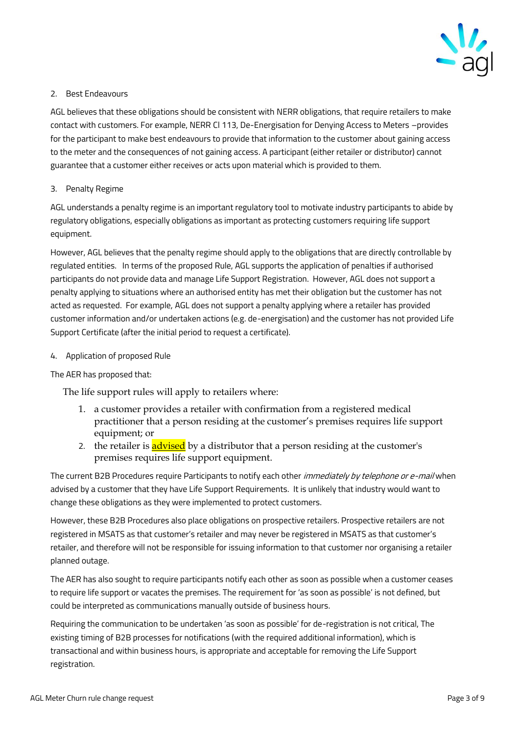2. Best Endeavours

AGL believes that these obligations should be consistent with NERR obligations, that require retailers to make contact with customers. For example, NERR Cl 113, De-Energisation for Denying Access to Meters –provides for the participant to make best endeavours to provide that information to the customer about gaining access to the meter and the consequences of not gaining access. A participant (either retailer or distributor) cannot guarantee that a customer either receives or acts upon material which is provided to them.

3. Penalty Regime

AGL understands a penalty regime is an important regulatory tool to motivate industry participants to abide by regulatory obligations, especially obligations as important as protecting customers requiring life support equipment.

However, AGL believes that the penalty regime should apply to the obligations that are directly controllable by regulated entities. In terms of the proposed Rule, AGL supports the application of penalties if authorised participants do not provide data and manage Life Support Registration. However, AGL does not support a penalty applying to situations where an authorised entity has met their obligation but the customer has not acted as requested. For example, AGL does not support a penalty applying where a retailer has provided customer information and/or undertaken actions (e.g. de-energisation) and the customer has not provided Life Support Certificate (after the initial period to request a certificate).

4. Application of proposed Rule

The AER has proposed that:

> The life support rules will apply to retailers where:
>
> 1. a customer provides a retailer with confirmation from a registered medical practitioner that a person residing at the customer's premises requires life support equipment; or
> 2. the retailer is advised by a distributor that a person residing at the customer's premises requires life support equipment.

The current B2B Procedures require Participants to notify each other *immediately by telephone or e-mail* when advised by a customer that they have Life Support Requirements. It is unlikely that industry would want to change these obligations as they were implemented to protect customers.

However, these B2B Procedures also place obligations on prospective retailers. Prospective retailers are not registered in MSATS as that customer's retailer and may never be registered in MSATS as that customer's retailer, and therefore will not be responsible for issuing information to that customer nor organising a retailer planned outage.

The AER has also sought to require participants notify each other as soon as possible when a customer ceases to require life support or vacates the premises. The requirement for 'as soon as possible' is not defined, but could be interpreted as communications manually outside of business hours.

Requiring the communication to be undertaken 'as soon as possible' for de-registration is not critical, The existing timing of B2B processes for notifications (with the required additional information), which is transactional and within business hours, is appropriate and acceptable for removing the Life Support registration.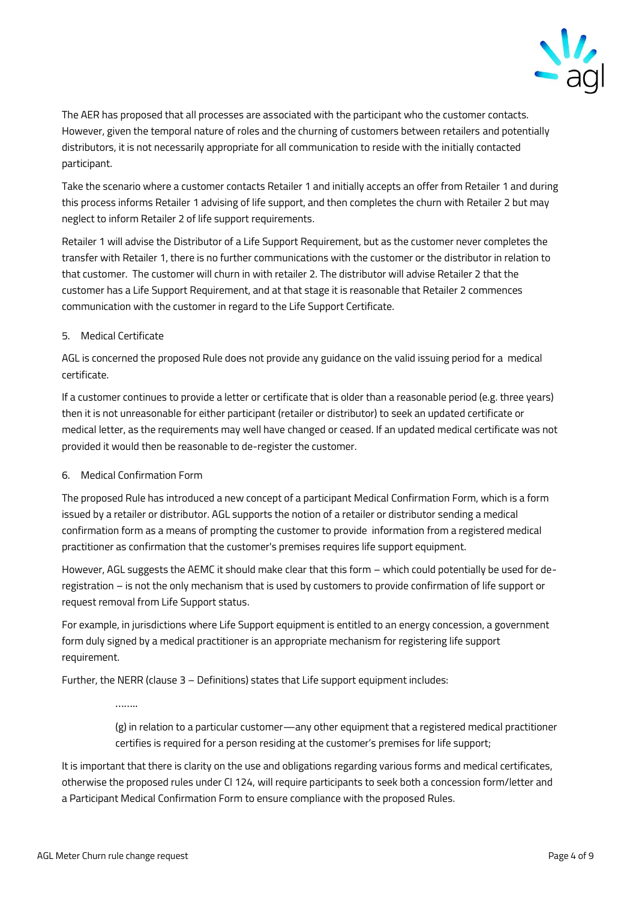The AER has proposed that all processes are associated with the participant who the customer contacts. However, given the temporal nature of roles and the churning of customers between retailers and potentially distributors, it is not necessarily appropriate for all communication to reside with the initially contacted participant.

Take the scenario where a customer contacts Retailer 1 and initially accepts an offer from Retailer 1 and during this process informs Retailer 1 advising of life support, and then completes the churn with Retailer 2 but may neglect to inform Retailer 2 of life support requirements.

Retailer 1 will advise the Distributor of a Life Support Requirement, but as the customer never completes the transfer with Retailer 1, there is no further communications with the customer or the distributor in relation to that customer. The customer will churn in with retailer 2. The distributor will advise Retailer 2 that the customer has a Life Support Requirement, and at that stage it is reasonable that Retailer 2 commences communication with the customer in regard to the Life Support Certificate.

5. Medical Certificate

AGL is concerned the proposed Rule does not provide any guidance on the valid issuing period for a medical certificate.

If a customer continues to provide a letter or certificate that is older than a reasonable period (e.g. three years) then it is not unreasonable for either participant (retailer or distributor) to seek an updated certificate or medical letter, as the requirements may well have changed or ceased. If an updated medical certificate was not provided it would then be reasonable to de-register the customer.

6. Medical Confirmation Form

The proposed Rule has introduced a new concept of a participant Medical Confirmation Form, which is a form issued by a retailer or distributor. AGL supports the notion of a retailer or distributor sending a medical confirmation form as a means of prompting the customer to provide information from a registered medical practitioner as confirmation that the customer's premises requires life support equipment.

However, AGL suggests the AEMC it should make clear that this form – which could potentially be used for de-registration – is not the only mechanism that is used by customers to provide confirmation of life support or request removal from Life Support status.

For example, in jurisdictions where Life Support equipment is entitled to an energy concession, a government form duly signed by a medical practitioner is an appropriate mechanism for registering life support requirement.

Further, the NERR (clause 3 – Definitions) states that Life support equipment includes:

> ........
>
> (g) in relation to a particular customer—any other equipment that a registered medical practitioner certifies is required for a person residing at the customer's premises for life support;

It is important that there is clarity on the use and obligations regarding various forms and medical certificates, otherwise the proposed rules under Cl 124, will require participants to seek both a concession form/letter and a Participant Medical Confirmation Form to ensure compliance with the proposed Rules.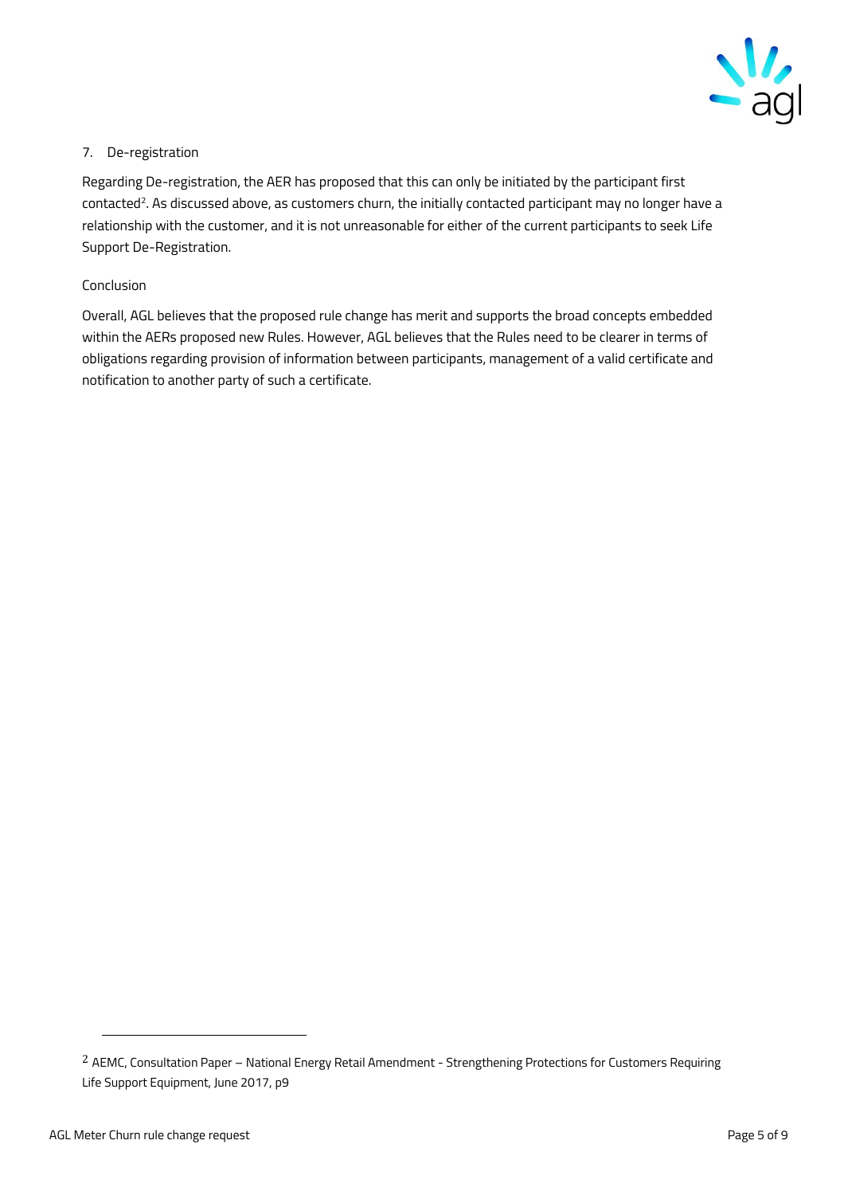7. De-registration

Regarding De-registration, the AER has proposed that this can only be initiated by the participant first contacted[2]. As discussed above, as customers churn, the initially contacted participant may no longer have a relationship with the customer, and it is not unreasonable for either of the current participants to seek Life Support De-Registration.

Conclusion

Overall, AGL believes that the proposed rule change has merit and supports the broad concepts embedded within the AERs proposed new Rules. However, AGL believes that the Rules need to be clearer in terms of obligations regarding provision of information between participants, management of a valid certificate and notification to another party of such a certificate.

---

[2] AEMC, Consultation Paper – National Energy Retail Amendment - Strengthening Protections for Customers Requiring Life Support Equipment, June 2017, p9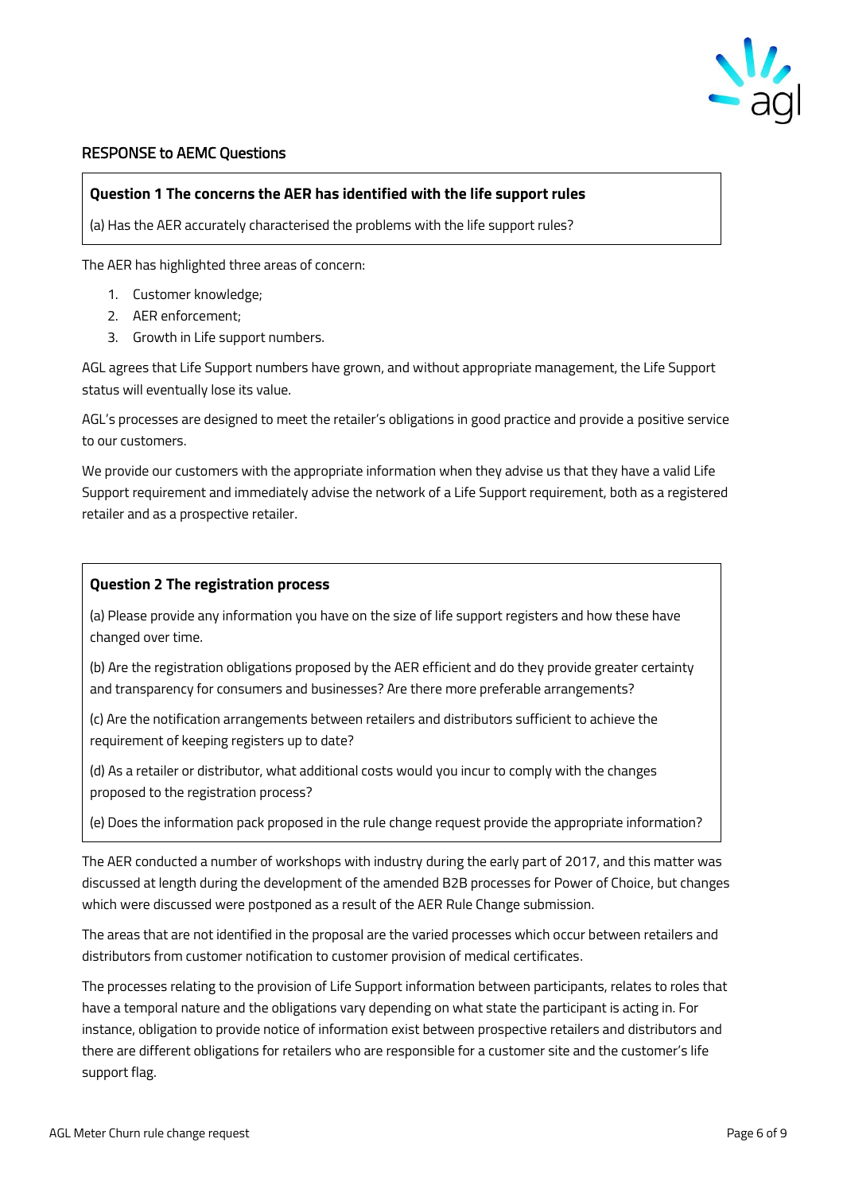## RESPONSE to AEMC Questions

**Question 1 The concerns the AER has identified with the life support rules**

(a) Has the AER accurately characterised the problems with the life support rules?

The AER has highlighted three areas of concern:

1. Customer knowledge;
2. AER enforcement;
3. Growth in Life support numbers.

AGL agrees that Life Support numbers have grown, and without appropriate management, the Life Support status will eventually lose its value.

AGL's processes are designed to meet the retailer's obligations in good practice and provide a positive service to our customers.

We provide our customers with the appropriate information when they advise us that they have a valid Life Support requirement and immediately advise the network of a Life Support requirement, both as a registered retailer and as a prospective retailer.

**Question 2 The registration process**

(a) Please provide any information you have on the size of life support registers and how these have changed over time.

(b) Are the registration obligations proposed by the AER efficient and do they provide greater certainty and transparency for consumers and businesses? Are there more preferable arrangements?

(c) Are the notification arrangements between retailers and distributors sufficient to achieve the requirement of keeping registers up to date?

(d) As a retailer or distributor, what additional costs would you incur to comply with the changes proposed to the registration process?

(e) Does the information pack proposed in the rule change request provide the appropriate information?

The AER conducted a number of workshops with industry during the early part of 2017, and this matter was discussed at length during the development of the amended B2B processes for Power of Choice, but changes which were discussed were postponed as a result of the AER Rule Change submission.

The areas that are not identified in the proposal are the varied processes which occur between retailers and distributors from customer notification to customer provision of medical certificates.

The processes relating to the provision of Life Support information between participants, relates to roles that have a temporal nature and the obligations vary depending on what state the participant is acting in. For instance, obligation to provide notice of information exist between prospective retailers and distributors and there are different obligations for retailers who are responsible for a customer site and the customer's life support flag.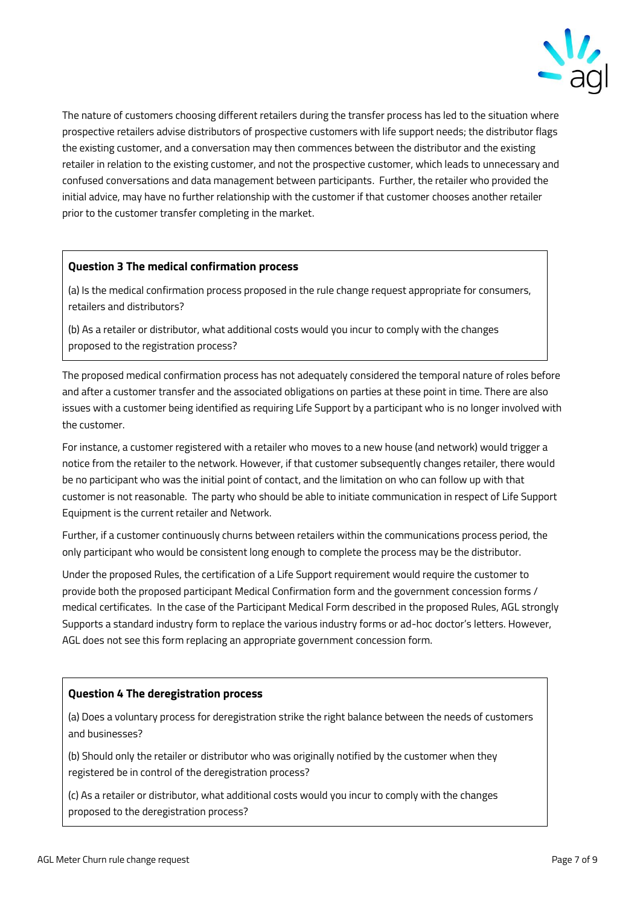The nature of customers choosing different retailers during the transfer process has led to the situation where prospective retailers advise distributors of prospective customers with life support needs; the distributor flags the existing customer, and a conversation may then commences between the distributor and the existing retailer in relation to the existing customer, and not the prospective customer, which leads to unnecessary and confused conversations and data management between participants. Further, the retailer who provided the initial advice, may have no further relationship with the customer if that customer chooses another retailer prior to the customer transfer completing in the market.

> **Question 3 The medical confirmation process**
>
> (a) Is the medical confirmation process proposed in the rule change request appropriate for consumers, retailers and distributors?
>
> (b) As a retailer or distributor, what additional costs would you incur to comply with the changes proposed to the registration process?

The proposed medical confirmation process has not adequately considered the temporal nature of roles before and after a customer transfer and the associated obligations on parties at these point in time. There are also issues with a customer being identified as requiring Life Support by a participant who is no longer involved with the customer.

For instance, a customer registered with a retailer who moves to a new house (and network) would trigger a notice from the retailer to the network. However, if that customer subsequently changes retailer, there would be no participant who was the initial point of contact, and the limitation on who can follow up with that customer is not reasonable. The party who should be able to initiate communication in respect of Life Support Equipment is the current retailer and Network.

Further, if a customer continuously churns between retailers within the communications process period, the only participant who would be consistent long enough to complete the process may be the distributor.

Under the proposed Rules, the certification of a Life Support requirement would require the customer to provide both the proposed participant Medical Confirmation form and the government concession forms / medical certificates. In the case of the Participant Medical Form described in the proposed Rules, AGL strongly Supports a standard industry form to replace the various industry forms or ad-hoc doctor's letters. However, AGL does not see this form replacing an appropriate government concession form.

> **Question 4 The deregistration process**
>
> (a) Does a voluntary process for deregistration strike the right balance between the needs of customers and businesses?
>
> (b) Should only the retailer or distributor who was originally notified by the customer when they registered be in control of the deregistration process?
>
> (c) As a retailer or distributor, what additional costs would you incur to comply with the changes proposed to the deregistration process?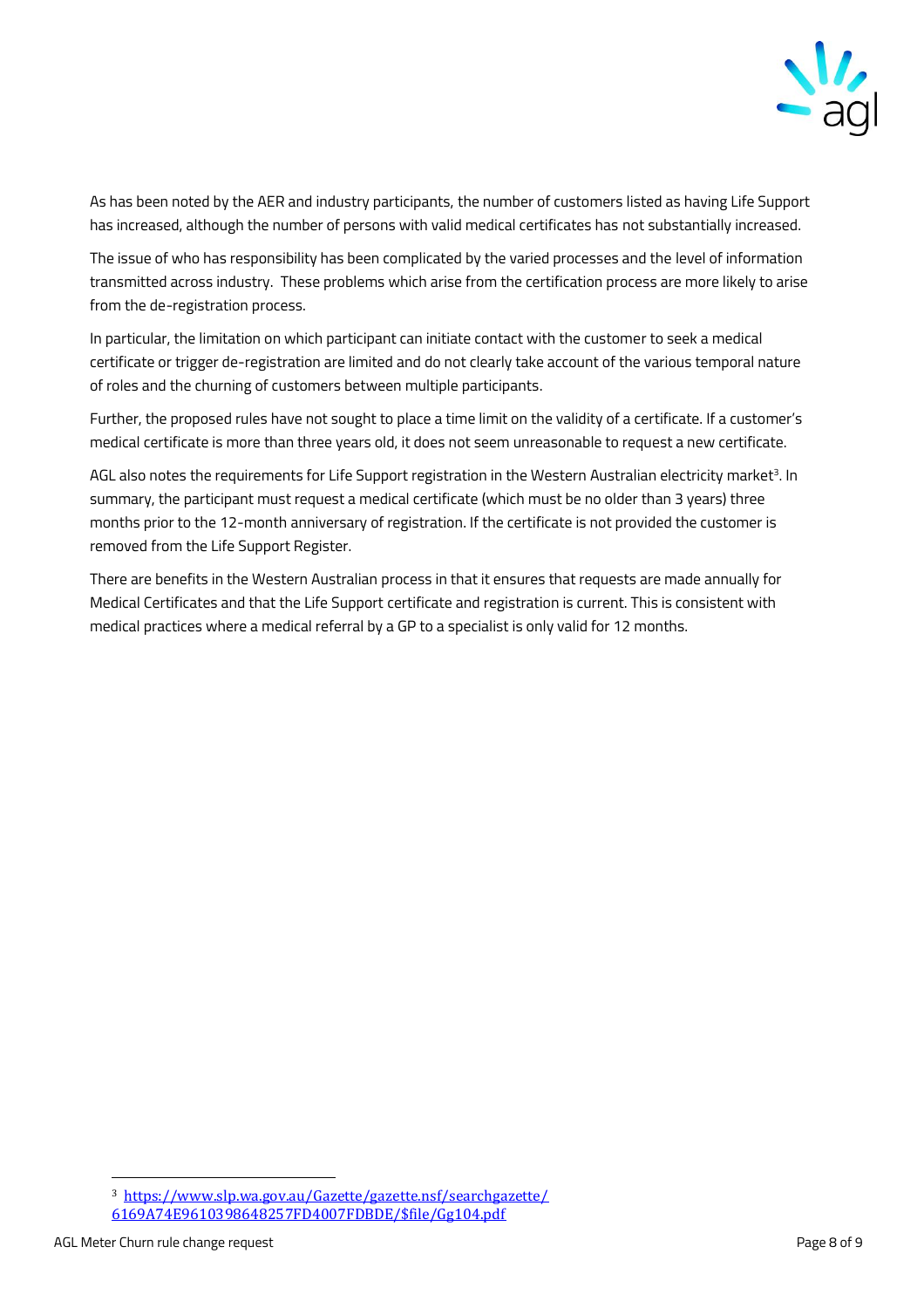As has been noted by the AER and industry participants, the number of customers listed as having Life Support has increased, although the number of persons with valid medical certificates has not substantially increased.

The issue of who has responsibility has been complicated by the varied processes and the level of information transmitted across industry.  These problems which arise from the certification process are more likely to arise from the de-registration process.

In particular, the limitation on which participant can initiate contact with the customer to seek a medical certificate or trigger de-registration are limited and do not clearly take account of the various temporal nature of roles and the churning of customers between multiple participants.

Further, the proposed rules have not sought to place a time limit on the validity of a certificate. If a customer's medical certificate is more than three years old, it does not seem unreasonable to request a new certificate.

AGL also notes the requirements for Life Support registration in the Western Australian electricity market[3]. In summary, the participant must request a medical certificate (which must be no older than 3 years) three months prior to the 12-month anniversary of registration. If the certificate is not provided the customer is removed from the Life Support Register.

There are benefits in the Western Australian process in that it ensures that requests are made annually for Medical Certificates and that the Life Support certificate and registration is current. This is consistent with medical practices where a medical referral by a GP to a specialist is only valid for 12 months.

---

[3] https://www.slp.wa.gov.au/Gazette/gazette.nsf/searchgazette/6169A74E9610398648257FD4007FDBDE/$file/Gg104.pdf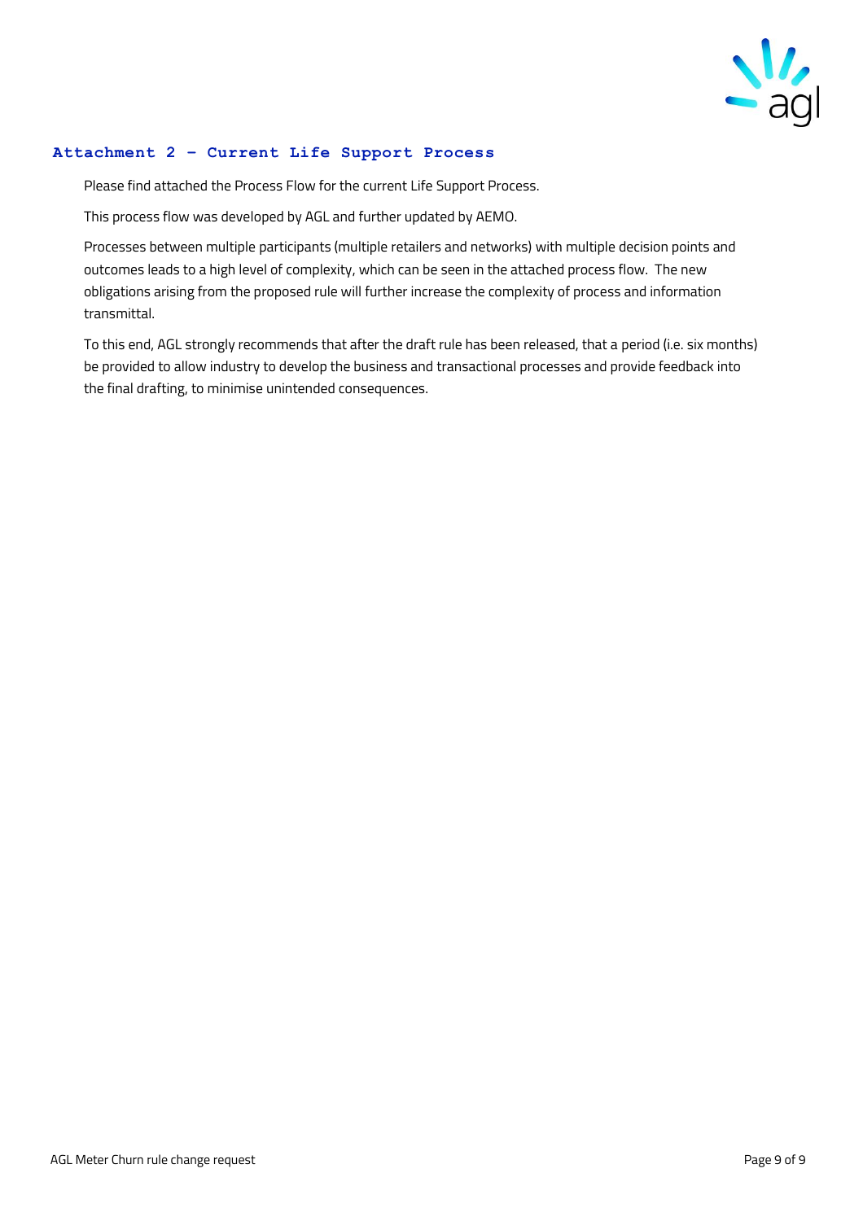## Attachment 2 – Current Life Support Process

Please find attached the Process Flow for the current Life Support Process.

This process flow was developed by AGL and further updated by AEMO.

Processes between multiple participants (multiple retailers and networks) with multiple decision points and outcomes leads to a high level of complexity, which can be seen in the attached process flow. The new obligations arising from the proposed rule will further increase the complexity of process and information transmittal.

To this end, AGL strongly recommends that after the draft rule has been released, that a period (i.e. six months) be provided to allow industry to develop the business and transactional processes and provide feedback into the final drafting, to minimise unintended consequences.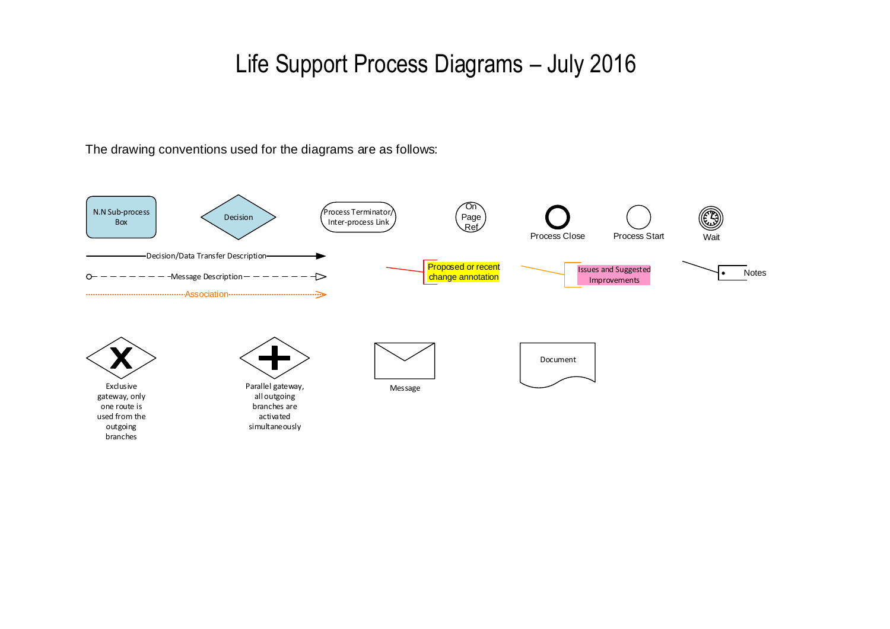# Life Support Process Diagrams – July 2016

The drawing conventions used for the diagrams are as follows:

N.N Sub-process Box

Decision

Process Terminator/ Inter-process Link

On Page Ref

Process Close

Process Start

Wait

Decision/Data Transfer Description

Message Description

Association

Proposed or recent change annotation

Issues and Suggested Improvements

Notes

Exclusive gateway, only one route is used from the outgoing branches

Parallel gateway, all outgoing branches are activated simultaneously

Message

Document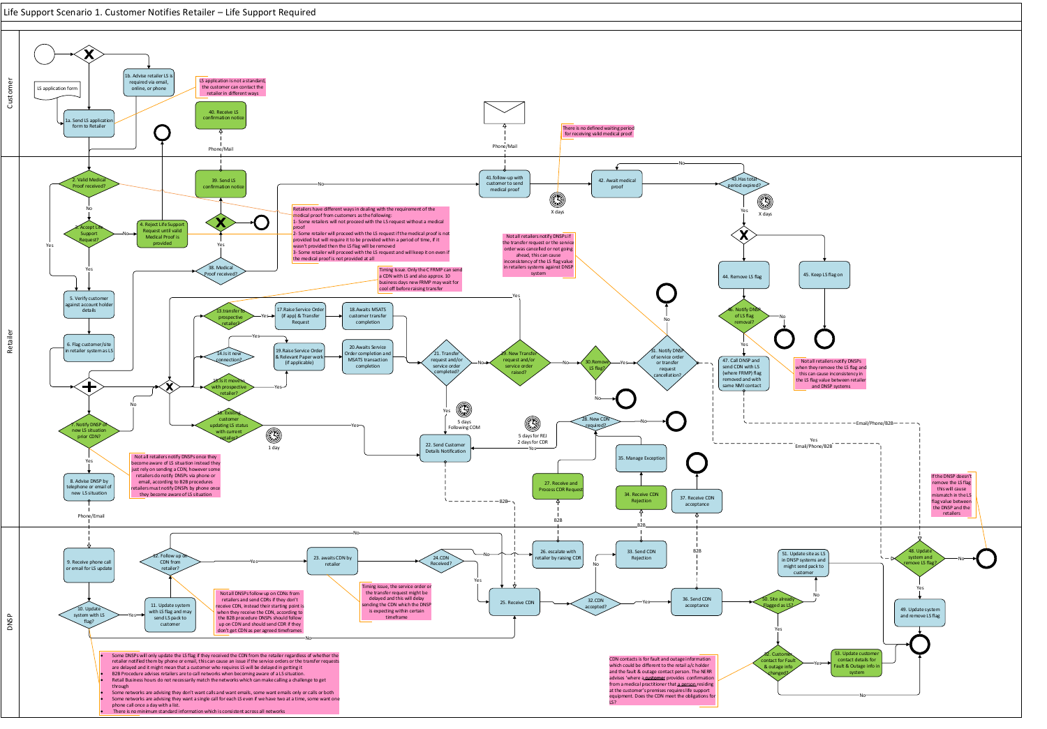# Life Support Scenario 1. Customer Notifies Retailer – Life Support Required

## Customer

- 1a. Send LS application form to Retailer
- LS application form
- 1b. Advise retailer LS is required via email, online, or phone
- 40. Receive LS confirmation notice

LS application is not a standard, the customer can contact the retailer in different ways

## Retailer

- 2. Valid Medical Proof received?
- 3. Accept Life Support Request?
- 4. Reject Life Support Request until valid Medical Proof is provided
- 5. Verify customer against account holder details
- 6. Flag customer/site in retailer system as LS
- 7. Notify DNSP of new LS situation prior CDN?
- 8. Advise DNSP by telephone or email of new LS situation
- 13. transfer to prospective retailer?
- 14. Is it new connection?
- 15. Is it move in with prospective retailer?
- 16. Existing customer updating LS status with current retailer?
- 17. Raise Service Order (if app) & Transfer Request
- 18. Awaits MSATS customer transfer completion
- 19. Raise Service Order & Relevant Paper work (if applicable)
- 20. Awaits Service Order completion and MSATS transaction completion
- 21. Transfer request and/or service order completed?
- 22. Send Customer Details Notification
- 27. Receive and Process CDR Request
- 28. New CDN required?
- 29. New Transfer request and/or service order raised?
- 30. Remove LS flag?
- 31. Notify DNSP of service order or transfer request cancellation?
- 34. Receive CDN Rejection
- 35. Manage Exception
- 37. Receive CDN acceptance
- 38. Medical Proof received?
- 39. Send LS confirmation notice
- 41. follow-up with customer to send medical proof
- 42. Await medical proof
- 43. Has total period expired?
- 44. Remove LS flag
- 45. Keep LS flag on
- 46. Notify DNSP of LS flag removal?
- 47. Call DNSP and send CDN with LS (where FRMP) flag removed and with same NMI contact
- 48. Update system and remove LS flag?

Timers/labels: X days; 1 day; 5 days Following CDN; 5 days for REJ, 2 days for CDR; Phone/Mail; Phone/Email; Email/Phone/B2B; B2B

Retailers have different ways in dealing with the requirement of the medical proof from customers as the following:
1- Some retailers will not proceed with the LS request without a medical proof
2- Some retailer will proceed with the LS request if the medical proof is not provided but will require it to be provided within a period of time, if it wasn't provided then the LS flag will be removed
3- Some retailer will proceed with the LS request and will keep it on even if the medical proof is not provided at all

There is no defined waiting period for receiving valid medical proof

Timing issue. Only the C FRMP can send a CDN with LS and also approx. 10 business days new FRMP may wait for cool off before raising transfer

Not all retailers notify DNSPs if the transfer request or the service order was cancelled or not going ahead, this can cause inconsistency of the LS flag value in retailers systems against DNSP system

Not all retailers notify DNSPs once they become aware of LS situation instead they just rely on sending a CDN, however some retailers do notify DNSPs via phone or email, according to B2B procedures retailers must notify DNSPs by phone once they become aware of a LS situation

Not all retailers notify DNSPs when they remove the LS flag and this can cause inconsistency in the LS flag value between retailer and DNSP systems

If the DNSP doesn't remove the LS flag this will cause mismatch in the LS flag value between the DNSP and the retailers

## DNSP

- 9. Receive phone call or email for LS update
- 10. Update system with LS flag?
- 11. Update system with LS flag and may send LS pack to customer
- 12. Follow up on CDN from retailer?
- 23. awaits CDN by retailer
- 24. CDN Received?
- 25. Receive CDN
- 26. escalate with retailer by raising CDR
- 32. CDN accepted?
- 33. Send CDN Rejection
- 36. Send CDN acceptance
- 49. Update system and remove LS flag
- 50. Site already flagged as LS?
- 51. Update site as LS in DNSP systems and might send pack to customer
- 52. Customer contact for Fault & outage info changed?
- 53. Update customer contact details for Fault & Outage info in system

Not all DNSPs follow up on CDNs from retailers and send CDRs if they don't receive CDN, instead their starting point is when they receive the CDN, according to the B2B procedure DNSPs should follow up on CDN and should send CDR if they don't get CDN as per agreed timeframes

Timing issue, the service order or the transfer request might be delayed and this will delay sending the CDN which the DNSP is expecting within certain timeframe

- Some DNSPs will only update the LS flag if they received the CDN from the retailer regardless of whether the retailer notified them by phone or email, this can cause an issue if the service orders or the transfer requests are delayed and it might mean that a customer who requires LS will be delayed in getting it
- B2B Procedure advises retailers are to call networks when becoming aware of a LS situation.
- Retail Business hours do not necessarily match the networks which can make calling a challenge to get through
- Some networks are advising they don't want calls and want emails, some want emails only or calls or both
- Some networks are advising they want a single call for each LS even if we have two at a time, some want one phone call once a day with a list.
- There is no minimum standard information which is consistent across all networks

CDN contacts is for fault and outage information which could be different to the retail a/c holder and the fault & outage contact person. The NERR advises 'where a customer provides confirmation from a medical practitioner that a person residing at the customer's premises requires life support equipment. Does the CDN meet the obligations for LS?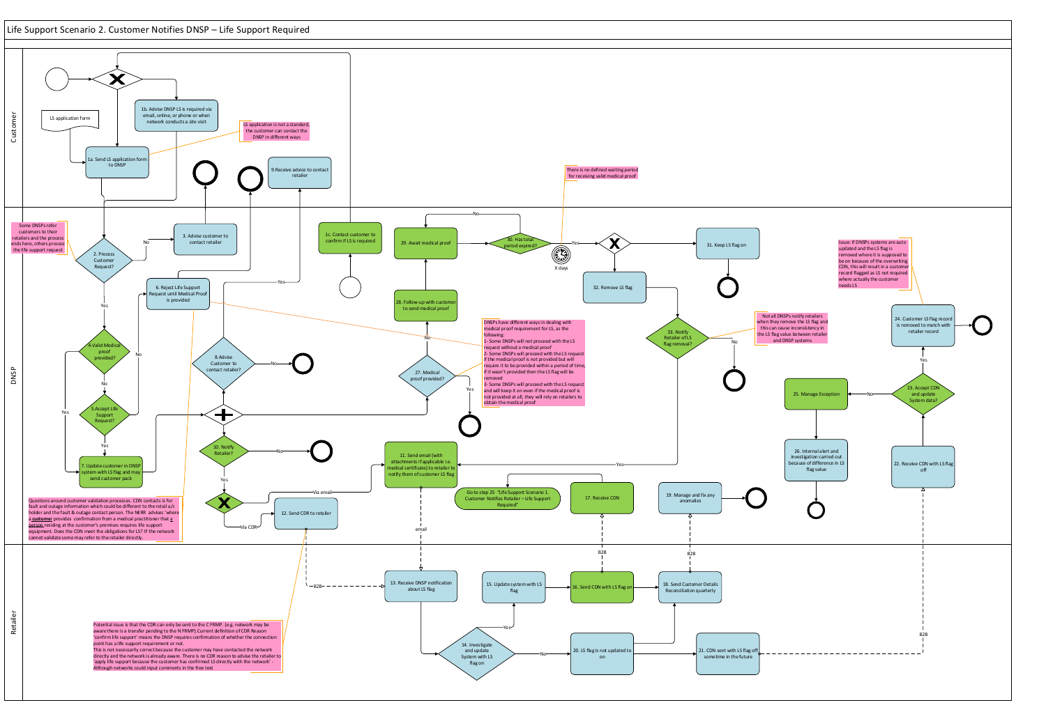# Life Support Scenario 2. Customer Notifies DNSP – Life Support Required

## Customer

- LS application form
- 1a. Send LS application form to DNSP
- 1b. Advise DNSP LS is required via email, online, or phone or when network conducts a site visit
- LS application is not a standard, the customer can contact the DNSP in different ways
- 9.Receive advice to contact retailer

## DNSP

- Some DNSPs refer customers to their retailers and the process ends here, others process the life support request
- 2. Process Customer Request? — No → 3. Advise customer to contact retailer; Yes → 4.Valid Medical proof provided?
- 1c. Contact customer to confirm if LS is required
- 4.Valid Medical proof provided? — Yes → 7; No → 5.Accept Life Support Request?
- 5.Accept Life Support Request? — Yes → 7; No → 6. Reject Life Support Request until Medical Proof is provided
- 7. Update customer in DNSP system with LS flag and may send customer pack
- 8.Advise Customer to contact retailer? — Yes → 9; No → end
- 10. Notify Retailer? — No → end; Yes → Via email / Via CDR
- 11. Send email (with attachments if applicable i.e. medical certificate) to retailer to notify them of customer LS flag
- 12. Send CDR to retailer
- 27. Medical proof provided? — Yes → end; No → 28. Follow-up with customer to send medical proof
- 29. Await medical proof
- 30. Has total period expired? — No → 29; Yes (X days)
- There is no defined waiting period for receiving valid medical proof
- 31. Keep LS flag on
- 32. Remove LS flag
- 33. Notify Retailer of LS flag removal? — No → end; Yes → 11
- Not all DNSPs notify retailers when they remove the LS flag and this can cause inconsistency in the LS flag value between retailer and DNSP systems
- DNSPs have different ways in dealing with medical proof requirement for LS, as the following:
  1- Some DNSPs will not proceed with the LS request without a medical proof
  2- Some DNSPs will proceed with the LS request if the medical proof is not provided but will require it to be provided within a period of time, if it wasn't provided then the LS flag will be removed
  3- Some DNSPs will proceed with the LS request and will keep it on even if the medical proof is not provided at all, they will rely on retailers to obtain the medical proof
- Questions around customer validation processes. CDN contacts is for fault and outage information which could be different to the retail a/c holder and the fault & outage contact person. The NERR advises 'where a customer provides confirmation from a medical practitioner that a person residing at the customer's premises requires life support equipment. Does the CDN meet the obligations for LS? If the network cannot validate some may refer to the retailer directly.
- Go to step 25 "Life Support Scenario 1. Customer Notifies Retailer – Life Support Required"
- 17. Receive CDN
- 19. Manage and fix any anomalies
- 22. Receive CDN with LS flag off
- 23. Accept CDN and update System data? — Yes → 24; No → 25. Manage Exception
- 24. Customer LS flag record is removed to match with retailer record
- 25. Manage Exception
- 26. Internal alert and investigation carried out because of difference in LS flag value
- Issue: if DNSPs systems are auto updated and the LS flag is removed where it is supposed to be on because of the overwriting CDN, this will result in a customer record flagged as LS not required where actually the customer needs LS

## Retailer

- 13. Receive DNSP notification about LS flag (B2B / email)
- 14. Investigate and update System with LS flag on — Yes → 15; No → 20
- 15. Update system with LS flag
- 16. Send CDN with LS flag on (B2B)
- 18. Send Customer Details Reconciliation quarterly (B2B)
- 20. LS flag is not updated to on
- 21. CDN sent with LS flag off sometime in the future (B2B)
- Potential issue is that the CDR can only be sent to the C FRMP. (e.g. network may be aware there is a transfer pending to the N FRMP).Current definition of CDR Reason 'confirm life support' means the DNSP requires confirmation of whether the connection point has a life support requirement or not.
  This is not necessarily correct because the customer may have contacted the network directly and the network is already aware. There is no CDR reason to advise the retailer to 'apply life support because the customer has confirmed LS directly with the network' - Although networks could input comments in the free text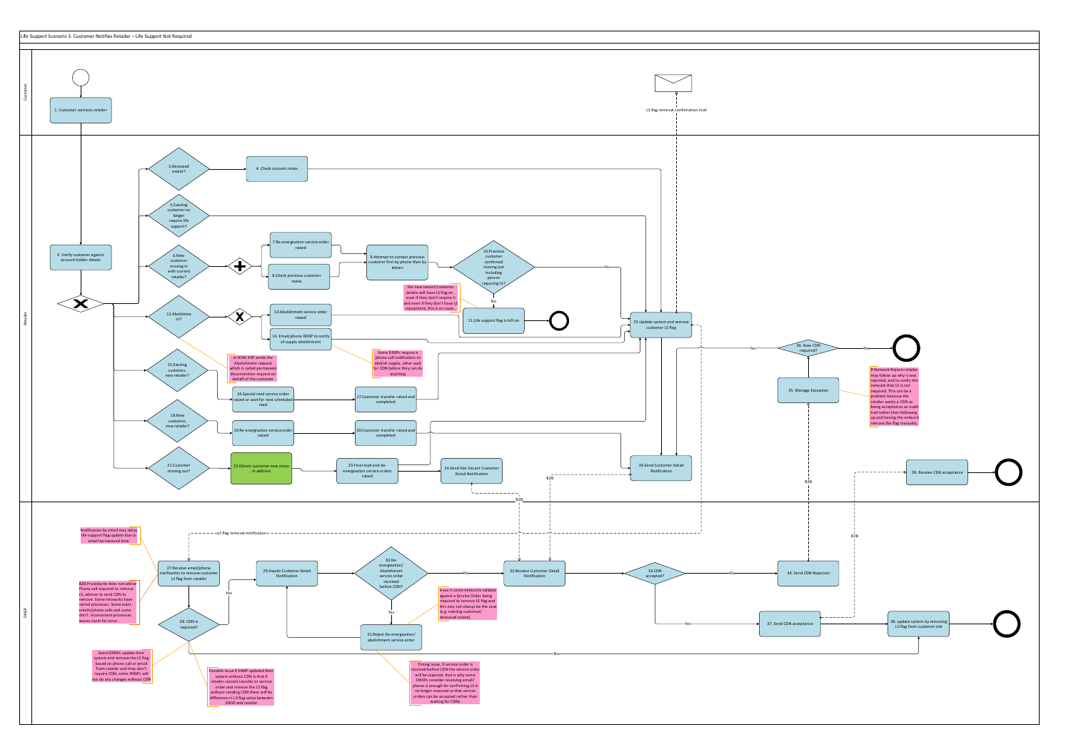# Life Support Scenario 3. Customer Notifies Retailer – Life Support Not Required

## Customer

1. Customer contacts retailer

LS flag removal confirmation mail

## Retailer

2. Verify customer against account holder details

3. Deceased estate?

4. Check account notes

5. Existing customer no longer require life support?

6. New customer moving in with current retailer?

7. Re-energisation service order raised

8. Check previous customer notes

9. Attempt to contact previous customer first by phone then by letters

10. Previous customer confirmed moving out including person requiring LS?

Yes / No

11. Life support flag is left on

the new tenant/customer details will have LS flag on, even if they don't require it and even if they don't have LS equipment, this is an issue..

12. Abolishment?

13. Abolishment service order raised

14. Email/phone DNSP to notify of supply abolishment

In NSW ASP sends the Abolishment request which is called permanent disconnection request on behalf of the customer

Some DNSPs require a phone call notification to abolish supply, other wait for CDN before they can do anything

15. Existing customer, new retailer?

16. Special read service order raised or wait for next scheduled read

17. Customer transfer raised and completed

18. New customer, new retailer?

19. Re-energisation service order raised

20. Customer transfer raised and completed

21. Customer moving out?

22. Obtain customer new move in address

23. Final read and de-energisation service orders raised

24. Send Site Vacant Customer Detail Notification

25. Update system and remove customer LS flag

26. Send Customer Detail Notification

35. Manage Exception

36. New CDN required?

Yes / No

If Network Rejects retailer may follow up why it was rejected, and to notify the network that LS is not required. This can be a problem because the retailer wants a CDN as being accepted as an audit trail rather then following up and having the network remove the flag manually.

39. Receive CDN acceptance

B2B

## DNSP

LS flag removal notification

Notification by email may delay life support flag update due to email turnaround time

B2B Procedures does not advise Phone call required to remove LS, advises to send CDN to remove. Some networks have varied processes. Some want emails/phone calls and some don't. Inconsistent processes leaves room for error.

27. Receive email/phone notification to remove customer LS flag from retailer

28. CDN is required?

Yes / No

Some DNSPs update their system and remove the LS flag based on phone call or email from retailer and they don't require CDN, some DNSPs will not do any changes without CDN

Possible issue if DNSP updated their system without CDN is that if retailer cancels transfer or service order and remove the LS flag without sending CDN there will be difference in LS flag value between DNSP and retailer

29. Awaits Customer Detail Notification

30. De-energisation/ Abolishment service order received before CDN?

Yes / No

31. Reject De-energisation/ abolishment service order

Issue is some networks validate against a Service Order being required to remove LS flag and this may not always be the case (e.g. existing customer/ deceased estate)

Timing issue, if service order is received before CDN the service order will be rejected, that is why some DNSPs consider receiving email/ phone is enough for confirming LS is no longer required so that service orders can be accepted rather than waiting for CDNs

32. Receive Customer Detail Notification

33. CDN accepted?

Yes / No

34. Send CDN Rejection

37. Send CDN acceptance

38. update system by removing LS flag from customer site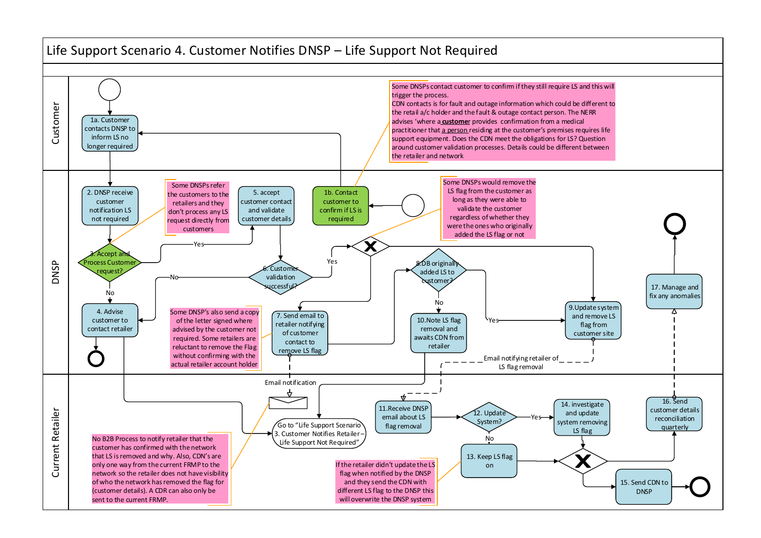# Life Support Scenario 4. Customer Notifies DNSP – Life Support Not Required

Customer

1a. Customer contacts DNSP to inform LS no longer required

Some DNSPs contact customer to confirm if they still require LS and this will trigger the process.
CDN contacts is for fault and outage information which could be different to the retail a/c holder and the fault & outage contact person. The NERR advises 'where a customer provides confirmation from a medical practitioner that a person residing at the customer's premises requires life support equipment. Does the CDN meet the obligations for LS? Question around customer validation processes. Details could be different between the retailer and network

DNSP

2. DNSP receive customer notification LS not required

Some DNSPs refer the customers to the retailers and they don't process any LS request directly from customers

3. Accept and Process Customer request?

Yes

No

4. Advise customer to contact retailer

5. accept customer contact and validate customer details

6. Customer validation successful?

Yes

No

1b. Contact customer to confirm if LS is required

Some DNSPs would remove the LS flag from the customer as long as they were able to validate the customer regardless of whether they were the ones who originally added the LS flag or not

7. Send email to retailer notifying of customer contact to remove LS flag

Some DNSP's also send a copy of the letter signed where advised by the customer not required. Some retailers are reluctant to remove the Flag without confirming with the actual retailer account holder

8. DB originally added LS to customer?

No

Yes

10. Note LS flag removal and awaits CDN from retailer

9. Update system and remove LS flag from customer site

Email notifying retailer of LS flag removal

17. Manage and fix any anomalies

Email notification

Current Retailer

Go to "Life Support Scenario 3. Customer Notifies Retailer – Life Support Not Required"

No B2B Process to notify retailer that the customer has confirmed with the network that LS is removed and why. Also, CDN's are only one way from the current FRMP to the network so the retailer does not have visibility of who the network has removed the flag for (customer details). A CDR can also only be sent to the current FRMP.

11. Receive DNSP email about LS flag removal

12. Update System?

Yes

No

13. Keep LS flag on

If the retailer didn't update the LS flag when notified by the DNSP and they send the CDN with different LS flag to the DNSP this will overwrite the DNSP system

14. investigate and update system removing LS flag

15. Send CDN to DNSP

16. Send customer details reconciliation quarterly